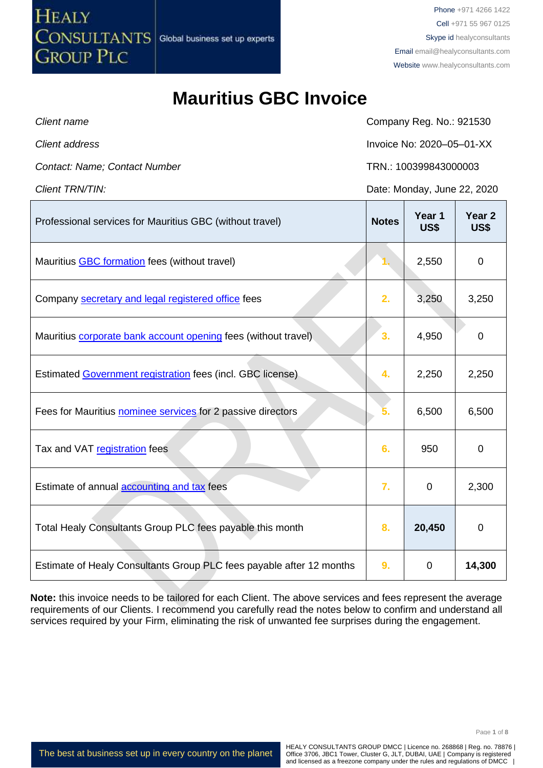HEALY CONSULTANTS GROUP PLC — Global business set up experts

Phone +971 4266 1422
Cell +971 55 967 0125
Skype id healyconsultants
Email email@healyconsultants.com
Website www.healyconsultants.com

# Mauritius GBC Invoice

| | |
|---|---|
| *Client name* | Company Reg. No.: 921530 |
| *Client address* | Invoice No: 2020–05–01-XX |
| *Contact: Name; Contact Number* | TRN.: 100399843000003 |
| *Client TRN/TIN:* | Date: Monday, June 22, 2020 |

| Professional services for Mauritius GBC (without travel) | Notes | Year 1 US$ | Year 2 US$ |
|---|---|---|---|
| Mauritius GBC formation fees (without travel) | 1. | 2,550 | 0 |
| Company secretary and legal registered office fees | 2. | 3,250 | 3,250 |
| Mauritius corporate bank account opening fees (without travel) | 3. | 4,950 | 0 |
| Estimated Government registration fees (incl. GBC license) | 4. | 2,250 | 2,250 |
| Fees for Mauritius nominee services for 2 passive directors | 5. | 6,500 | 6,500 |
| Tax and VAT registration fees | 6. | 950 | 0 |
| Estimate of annual accounting and tax fees | 7. | 0 | 2,300 |
| Total Healy Consultants Group PLC fees payable this month | 8. | **20,450** | 0 |
| Estimate of Healy Consultants Group PLC fees payable after 12 months | 9. | 0 | **14,300** |

**Note:** this invoice needs to be tailored for each Client. The above services and fees represent the average requirements of our Clients. I recommend you carefully read the notes below to confirm and understand all services required by your Firm, eliminating the risk of unwanted fee surprises during the engagement.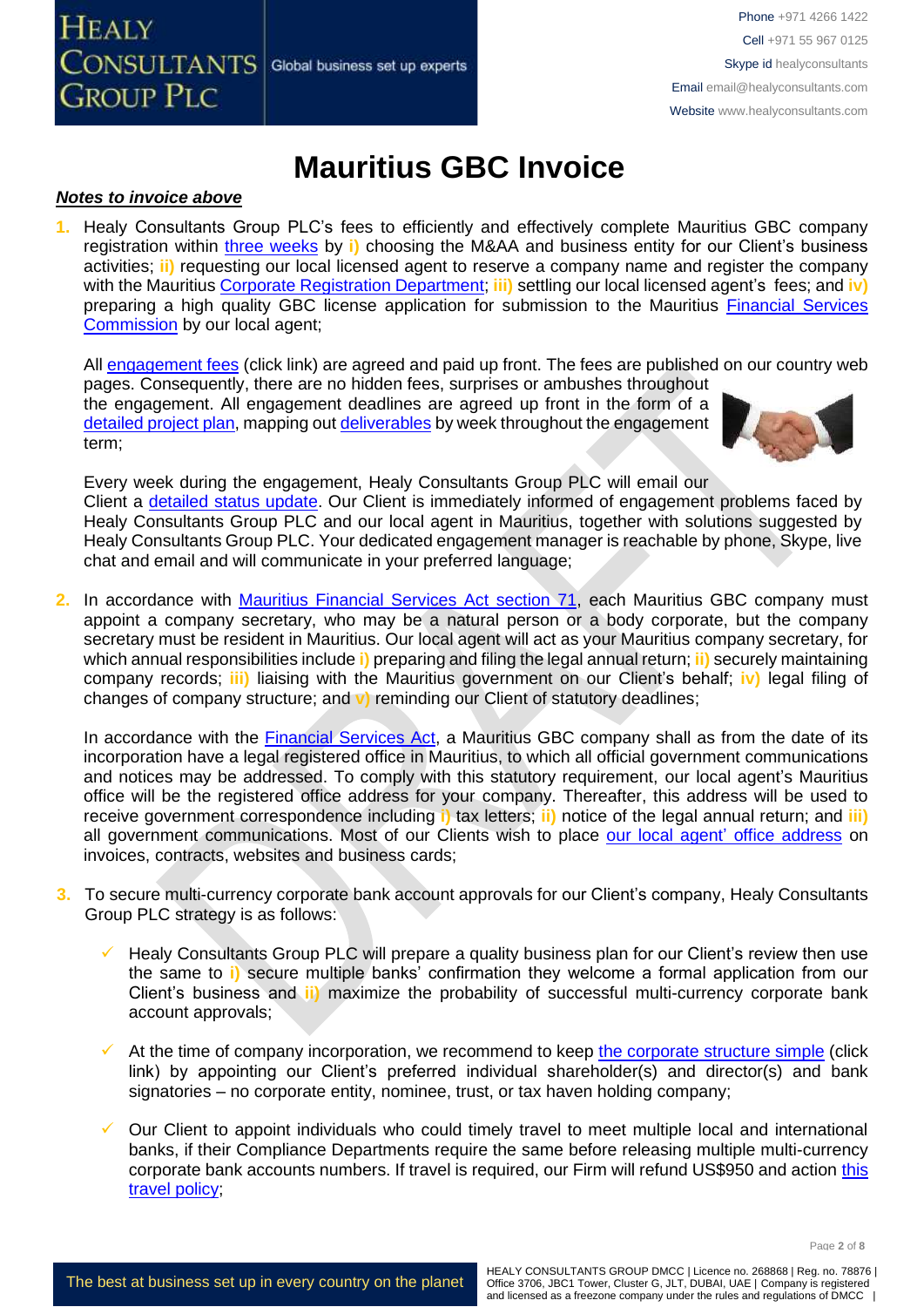# Mauritius GBC Invoice

***Notes to invoice above***

1. Healy Consultants Group PLC's fees to efficiently and effectively complete Mauritius GBC company registration within three weeks by **i)** choosing the M&AA and business entity for our Client's business activities; **ii)** requesting our local licensed agent to reserve a company name and register the company with the Mauritius Corporate Registration Department; **iii)** settling our local licensed agent's fees; and **iv)** preparing a high quality GBC license application for submission to the Mauritius Financial Services Commission by our local agent;

   All engagement fees (click link) are agreed and paid up front. The fees are published on our country web pages. Consequently, there are no hidden fees, surprises or ambushes throughout the engagement. All engagement deadlines are agreed up front in the form of a detailed project plan, mapping out deliverables by week throughout the engagement term;

   Every week during the engagement, Healy Consultants Group PLC will email our Client a detailed status update. Our Client is immediately informed of engagement problems faced by Healy Consultants Group PLC and our local agent in Mauritius, together with solutions suggested by Healy Consultants Group PLC. Your dedicated engagement manager is reachable by phone, Skype, live chat and email and will communicate in your preferred language;

2. In accordance with Mauritius Financial Services Act section 71, each Mauritius GBC company must appoint a company secretary, who may be a natural person or a body corporate, but the company secretary must be resident in Mauritius. Our local agent will act as your Mauritius company secretary, for which annual responsibilities include **i)** preparing and filing the legal annual return; **ii)** securely maintaining company records; **iii)** liaising with the Mauritius government on our Client's behalf; **iv)** legal filing of changes of company structure; and **v)** reminding our Client of statutory deadlines;

   In accordance with the Financial Services Act, a Mauritius GBC company shall as from the date of its incorporation have a legal registered office in Mauritius, to which all official government communications and notices may be addressed. To comply with this statutory requirement, our local agent's Mauritius office will be the registered office address for your company. Thereafter, this address will be used to receive government correspondence including **i)** tax letters; **ii)** notice of the legal annual return; and **iii)** all government communications. Most of our Clients wish to place our local agent' office address on invoices, contracts, websites and business cards;

3. To secure multi-currency corporate bank account approvals for our Client's company, Healy Consultants Group PLC strategy is as follows:

   - ✓ Healy Consultants Group PLC will prepare a quality business plan for our Client's review then use the same to **i)** secure multiple banks' confirmation they welcome a formal application from our Client's business and **ii)** maximize the probability of successful multi-currency corporate bank account approvals;

   - ✓ At the time of company incorporation, we recommend to keep the corporate structure simple (click link) by appointing our Client's preferred individual shareholder(s) and director(s) and bank signatories – no corporate entity, nominee, trust, or tax haven holding company;

   - ✓ Our Client to appoint individuals who could timely travel to meet multiple local and international banks, if their Compliance Departments require the same before releasing multiple multi-currency corporate bank accounts numbers. If travel is required, our Firm will refund US$950 and action this travel policy;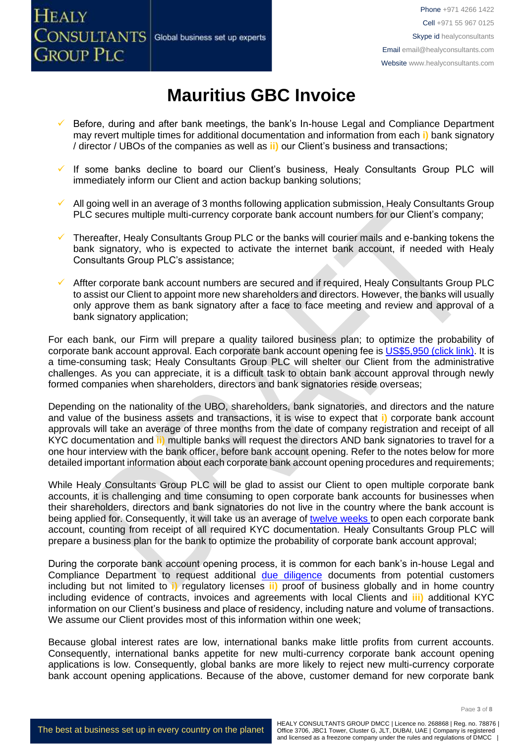# Mauritius GBC Invoice

- Before, during and after bank meetings, the bank's In-house Legal and Compliance Department may revert multiple times for additional documentation and information from each **i)** bank signatory / director / UBOs of the companies as well as **ii)** our Client's business and transactions;

- If some banks decline to board our Client's business, Healy Consultants Group PLC will immediately inform our Client and action backup banking solutions;

- All going well in an average of 3 months following application submission, Healy Consultants Group PLC secures multiple multi-currency corporate bank account numbers for our Client's company;

- Thereafter, Healy Consultants Group PLC or the banks will courier mails and e-banking tokens the bank signatory, who is expected to activate the internet bank account, if needed with Healy Consultants Group PLC's assistance;

- Affter corporate bank account numbers are secured and if required, Healy Consultants Group PLC to assist our Client to appoint more new shareholders and directors. However, the banks will usually only approve them as bank signatory after a face to face meeting and review and approval of a bank signatory application;

For each bank, our Firm will prepare a quality tailored business plan; to optimize the probability of corporate bank account approval. Each corporate bank account opening fee is [US$5,950 (click link)](). It is a time-consuming task; Healy Consultants Group PLC will shelter our Client from the administrative challenges. As you can appreciate, it is a difficult task to obtain bank account approval through newly formed companies when shareholders, directors and bank signatories reside overseas;

Depending on the nationality of the UBO, shareholders, bank signatories, and directors and the nature and value of the business assets and transactions, it is wise to expect that **i)** corporate bank account approvals will take an average of three months from the date of company registration and receipt of all KYC documentation and **ii)** multiple banks will request the directors AND bank signatories to travel for a one hour interview with the bank officer, before bank account opening. Refer to the notes below for more detailed important information about each corporate bank account opening procedures and requirements;

While Healy Consultants Group PLC will be glad to assist our Client to open multiple corporate bank accounts, it is challenging and time consuming to open corporate bank accounts for businesses when their shareholders, directors and bank signatories do not live in the country where the bank account is being applied for. Consequently, it will take us an average of [twelve weeks]() to open each corporate bank account, counting from receipt of all required KYC documentation. Healy Consultants Group PLC will prepare a business plan for the bank to optimize the probability of corporate bank account approval;

During the corporate bank account opening process, it is common for each bank's in-house Legal and Compliance Department to request additional [due diligence]() documents from potential customers including but not limited to **i)** regulatory licenses **ii)** proof of business globally and in home country including evidence of contracts, invoices and agreements with local Clients and **iii)** additional KYC information on our Client's business and place of residency, including nature and volume of transactions. We assume our Client provides most of this information within one week;

Because global interest rates are low, international banks make little profits from current accounts. Consequently, international banks appetite for new multi-currency corporate bank account opening applications is low. Consequently, global banks are more likely to reject new multi-currency corporate bank account opening applications. Because of the above, customer demand for new corporate bank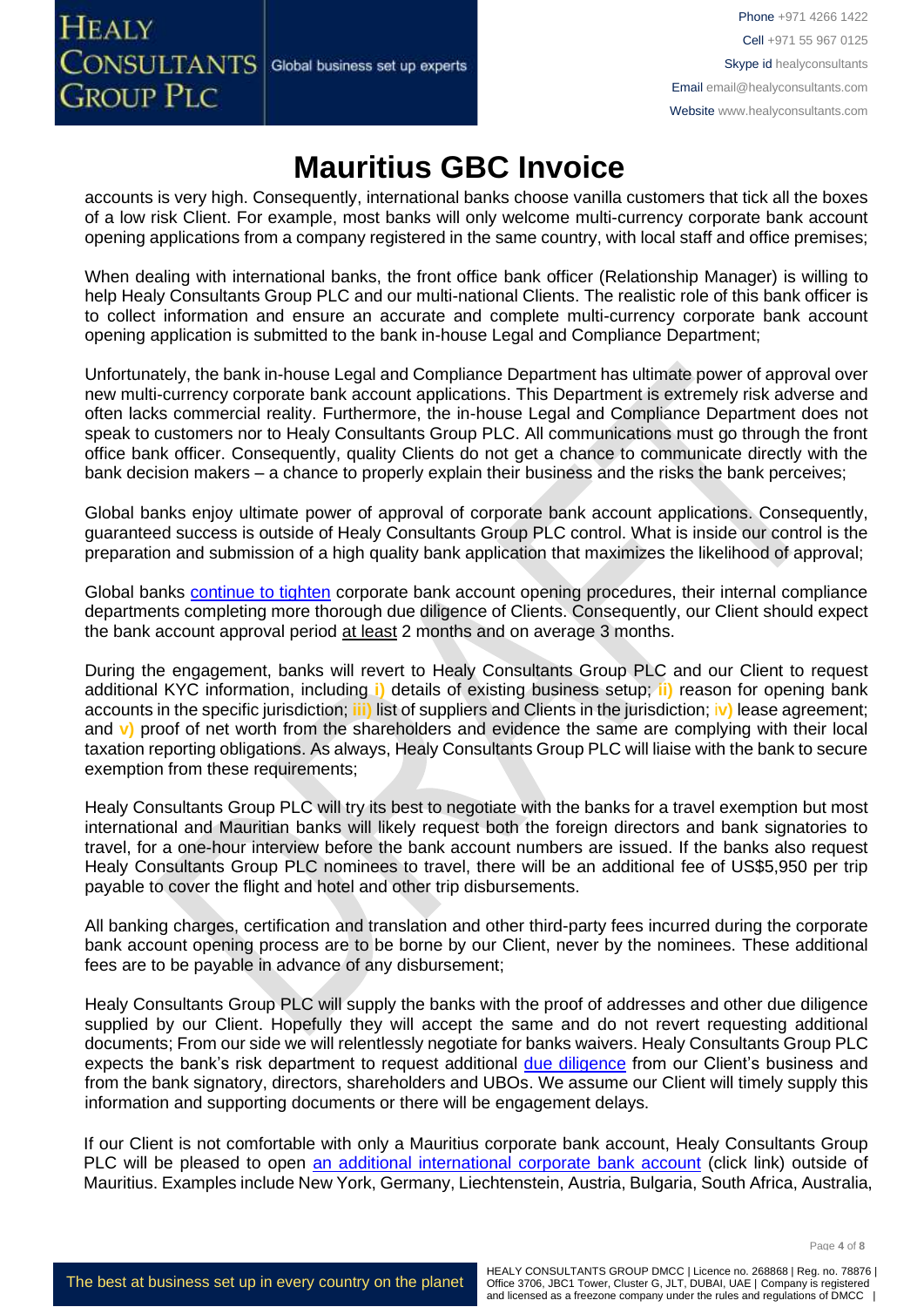# Mauritius GBC Invoice

accounts is very high. Consequently, international banks choose vanilla customers that tick all the boxes of a low risk Client. For example, most banks will only welcome multi-currency corporate bank account opening applications from a company registered in the same country, with local staff and office premises;

When dealing with international banks, the front office bank officer (Relationship Manager) is willing to help Healy Consultants Group PLC and our multi-national Clients. The realistic role of this bank officer is to collect information and ensure an accurate and complete multi-currency corporate bank account opening application is submitted to the bank in-house Legal and Compliance Department;

Unfortunately, the bank in-house Legal and Compliance Department has ultimate power of approval over new multi-currency corporate bank account applications. This Department is extremely risk adverse and often lacks commercial reality. Furthermore, the in-house Legal and Compliance Department does not speak to customers nor to Healy Consultants Group PLC. All communications must go through the front office bank officer. Consequently, quality Clients do not get a chance to communicate directly with the bank decision makers – a chance to properly explain their business and the risks the bank perceives;

Global banks enjoy ultimate power of approval of corporate bank account applications. Consequently, guaranteed success is outside of Healy Consultants Group PLC control. What is inside our control is the preparation and submission of a high quality bank application that maximizes the likelihood of approval;

Global banks continue to tighten corporate bank account opening procedures, their internal compliance departments completing more thorough due diligence of Clients. Consequently, our Client should expect the bank account approval period at least 2 months and on average 3 months.

During the engagement, banks will revert to Healy Consultants Group PLC and our Client to request additional KYC information, including **i)** details of existing business setup; **ii)** reason for opening bank accounts in the specific jurisdiction; **iii)** list of suppliers and Clients in the jurisdiction; **iv)** lease agreement; and **v)** proof of net worth from the shareholders and evidence the same are complying with their local taxation reporting obligations. As always, Healy Consultants Group PLC will liaise with the bank to secure exemption from these requirements;

Healy Consultants Group PLC will try its best to negotiate with the banks for a travel exemption but most international and Mauritian banks will likely request both the foreign directors and bank signatories to travel, for a one-hour interview before the bank account numbers are issued. If the banks also request Healy Consultants Group PLC nominees to travel, there will be an additional fee of US$5,950 per trip payable to cover the flight and hotel and other trip disbursements.

All banking charges, certification and translation and other third-party fees incurred during the corporate bank account opening process are to be borne by our Client, never by the nominees. These additional fees are to be payable in advance of any disbursement;

Healy Consultants Group PLC will supply the banks with the proof of addresses and other due diligence supplied by our Client. Hopefully they will accept the same and do not revert requesting additional documents; From our side we will relentlessly negotiate for banks waivers. Healy Consultants Group PLC expects the bank's risk department to request additional due diligence from our Client's business and from the bank signatory, directors, shareholders and UBOs. We assume our Client will timely supply this information and supporting documents or there will be engagement delays.

If our Client is not comfortable with only a Mauritius corporate bank account, Healy Consultants Group PLC will be pleased to open an additional international corporate bank account (click link) outside of Mauritius. Examples include New York, Germany, Liechtenstein, Austria, Bulgaria, South Africa, Australia,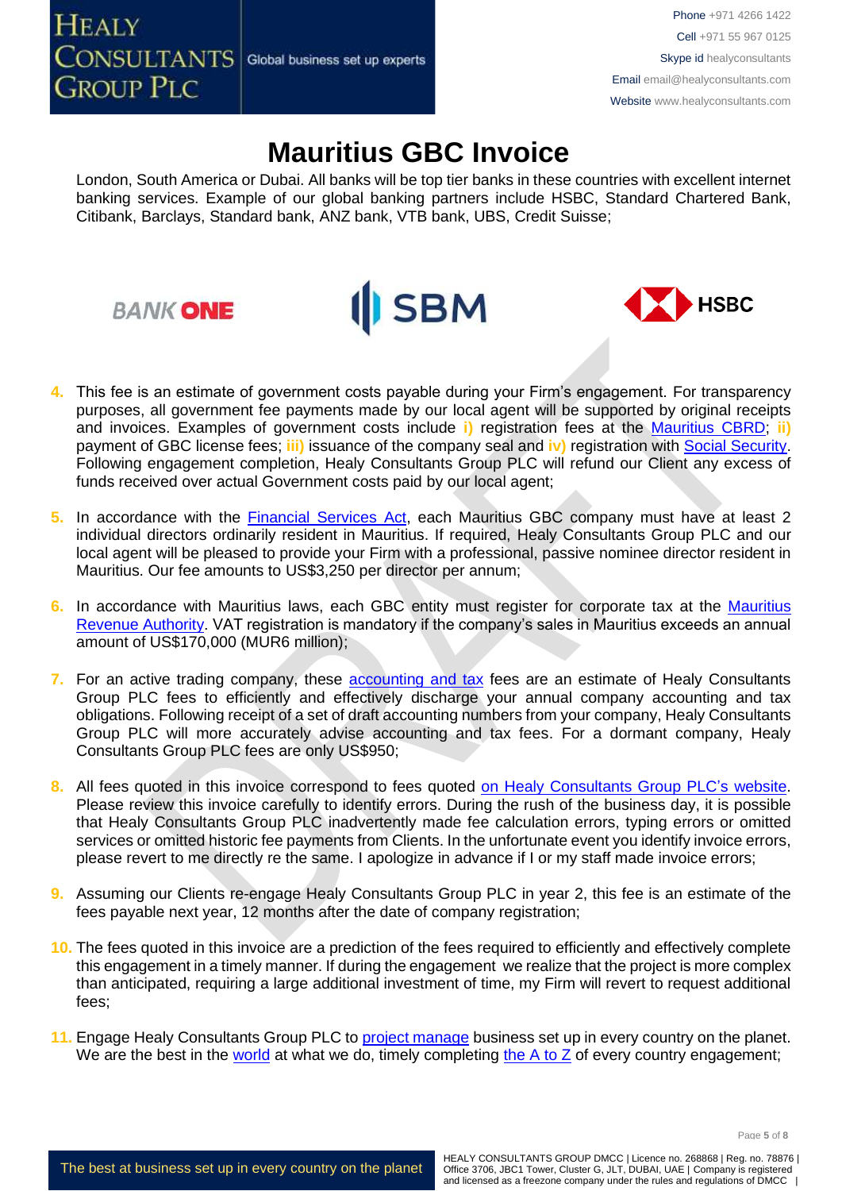# Mauritius GBC Invoice

London, South America or Dubai. All banks will be top tier banks in these countries with excellent internet banking services. Example of our global banking partners include HSBC, Standard Chartered Bank, Citibank, Barclays, Standard bank, ANZ bank, VTB bank, UBS, Credit Suisse;

4. This fee is an estimate of government costs payable during your Firm's engagement. For transparency purposes, all government fee payments made by our local agent will be supported by original receipts and invoices. Examples of government costs include **i)** registration fees at the Mauritius CBRD; **ii)** payment of GBC license fees; **iii)** issuance of the company seal and **iv)** registration with Social Security. Following engagement completion, Healy Consultants Group PLC will refund our Client any excess of funds received over actual Government costs paid by our local agent;

5. In accordance with the Financial Services Act, each Mauritius GBC company must have at least 2 individual directors ordinarily resident in Mauritius. If required, Healy Consultants Group PLC and our local agent will be pleased to provide your Firm with a professional, passive nominee director resident in Mauritius. Our fee amounts to US$3,250 per director per annum;

6. In accordance with Mauritius laws, each GBC entity must register for corporate tax at the Mauritius Revenue Authority. VAT registration is mandatory if the company's sales in Mauritius exceeds an annual amount of US$170,000 (MUR6 million);

7. For an active trading company, these accounting and tax fees are an estimate of Healy Consultants Group PLC fees to efficiently and effectively discharge your annual company accounting and tax obligations. Following receipt of a set of draft accounting numbers from your company, Healy Consultants Group PLC will more accurately advise accounting and tax fees. For a dormant company, Healy Consultants Group PLC fees are only US$950;

8. All fees quoted in this invoice correspond to fees quoted on Healy Consultants Group PLC's website. Please review this invoice carefully to identify errors. During the rush of the business day, it is possible that Healy Consultants Group PLC inadvertently made fee calculation errors, typing errors or omitted services or omitted historic fee payments from Clients. In the unfortunate event you identify invoice errors, please revert to me directly re the same. I apologize in advance if I or my staff made invoice errors;

9. Assuming our Clients re-engage Healy Consultants Group PLC in year 2, this fee is an estimate of the fees payable next year, 12 months after the date of company registration;

10. The fees quoted in this invoice are a prediction of the fees required to efficiently and effectively complete this engagement in a timely manner. If during the engagement we realize that the project is more complex than anticipated, requiring a large additional investment of time, my Firm will revert to request additional fees;

11. Engage Healy Consultants Group PLC to project manage business set up in every country on the planet. We are the best in the world at what we do, timely completing the A to Z of every country engagement;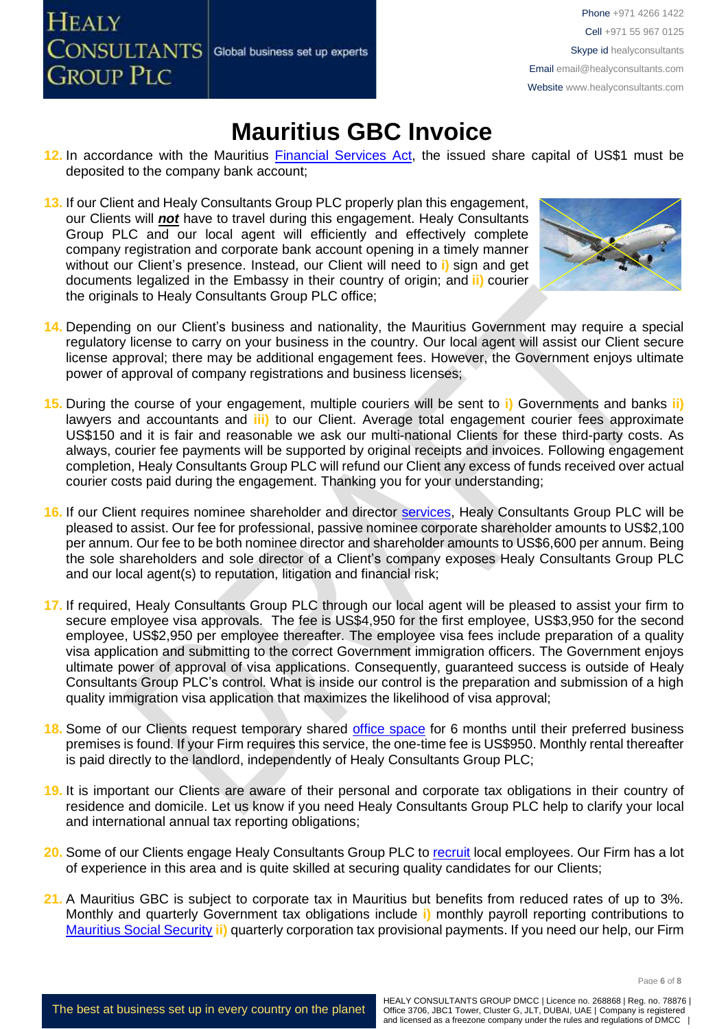# Mauritius GBC Invoice

12. In accordance with the Mauritius Financial Services Act, the issued share capital of US$1 must be deposited to the company bank account;

13. If our Client and Healy Consultants Group PLC properly plan this engagement, our Clients will ***not*** have to travel during this engagement. Healy Consultants Group PLC and our local agent will efficiently and effectively complete company registration and corporate bank account opening in a timely manner without our Client's presence. Instead, our Client will need to i) sign and get documents legalized in the Embassy in their country of origin; and ii) courier the originals to Healy Consultants Group PLC office;

14. Depending on our Client's business and nationality, the Mauritius Government may require a special regulatory license to carry on your business in the country. Our local agent will assist our Client secure license approval; there may be additional engagement fees. However, the Government enjoys ultimate power of approval of company registrations and business licenses;

15. During the course of your engagement, multiple couriers will be sent to i) Governments and banks ii) lawyers and accountants and iii) to our Client. Average total engagement courier fees approximate US$150 and it is fair and reasonable we ask our multi-national Clients for these third-party costs. As always, courier fee payments will be supported by original receipts and invoices. Following engagement completion, Healy Consultants Group PLC will refund our Client any excess of funds received over actual courier costs paid during the engagement. Thanking you for your understanding;

16. If our Client requires nominee shareholder and director services, Healy Consultants Group PLC will be pleased to assist. Our fee for professional, passive nominee corporate shareholder amounts to US$2,100 per annum. Our fee to be both nominee director and shareholder amounts to US$6,600 per annum. Being the sole shareholders and sole director of a Client's company exposes Healy Consultants Group PLC and our local agent(s) to reputation, litigation and financial risk;

17. If required, Healy Consultants Group PLC through our local agent will be pleased to assist your firm to secure employee visa approvals. The fee is US$4,950 for the first employee, US$3,950 for the second employee, US$2,950 per employee thereafter. The employee visa fees include preparation of a quality visa application and submitting to the correct Government immigration officers. The Government enjoys ultimate power of approval of visa applications. Consequently, guaranteed success is outside of Healy Consultants Group PLC's control. What is inside our control is the preparation and submission of a high quality immigration visa application that maximizes the likelihood of visa approval;

18. Some of our Clients request temporary shared office space for 6 months until their preferred business premises is found. If your Firm requires this service, the one-time fee is US$950. Monthly rental thereafter is paid directly to the landlord, independently of Healy Consultants Group PLC;

19. It is important our Clients are aware of their personal and corporate tax obligations in their country of residence and domicile. Let us know if you need Healy Consultants Group PLC help to clarify your local and international annual tax reporting obligations;

20. Some of our Clients engage Healy Consultants Group PLC to recruit local employees. Our Firm has a lot of experience in this area and is quite skilled at securing quality candidates for our Clients;

21. A Mauritius GBC is subject to corporate tax in Mauritius but benefits from reduced rates of up to 3%. Monthly and quarterly Government tax obligations include i) monthly payroll reporting contributions to Mauritius Social Security ii) quarterly corporation tax provisional payments. If you need our help, our Firm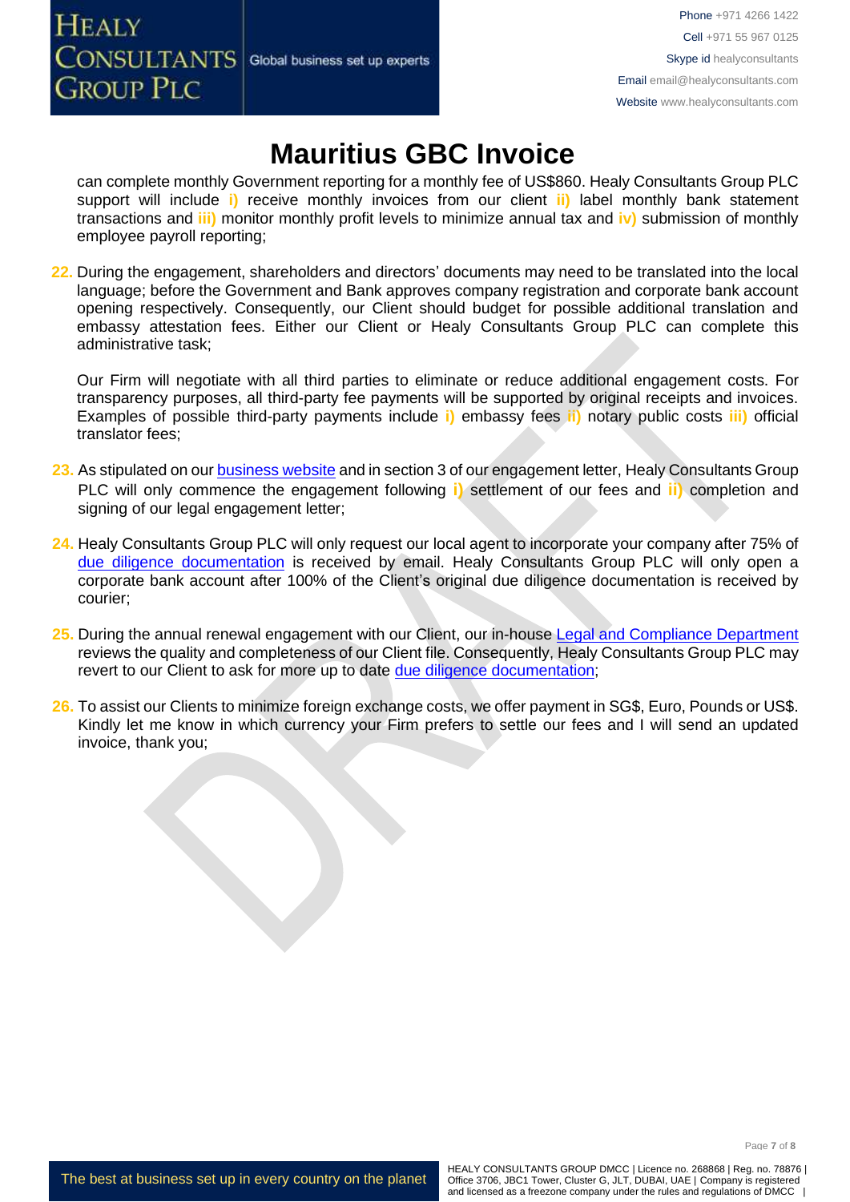# Mauritius GBC Invoice

can complete monthly Government reporting for a monthly fee of US$860. Healy Consultants Group PLC support will include i) receive monthly invoices from our client ii) label monthly bank statement transactions and iii) monitor monthly profit levels to minimize annual tax and iv) submission of monthly employee payroll reporting;

22. During the engagement, shareholders and directors' documents may need to be translated into the local language; before the Government and Bank approves company registration and corporate bank account opening respectively. Consequently, our Client should budget for possible additional translation and embassy attestation fees. Either our Client or Healy Consultants Group PLC can complete this administrative task;

    Our Firm will negotiate with all third parties to eliminate or reduce additional engagement costs. For transparency purposes, all third-party fee payments will be supported by original receipts and invoices. Examples of possible third-party payments include i) embassy fees ii) notary public costs iii) official translator fees;

23. As stipulated on our business website and in section 3 of our engagement letter, Healy Consultants Group PLC will only commence the engagement following i) settlement of our fees and ii) completion and signing of our legal engagement letter;

24. Healy Consultants Group PLC will only request our local agent to incorporate your company after 75% of due diligence documentation is received by email. Healy Consultants Group PLC will only open a corporate bank account after 100% of the Client's original due diligence documentation is received by courier;

25. During the annual renewal engagement with our Client, our in-house Legal and Compliance Department reviews the quality and completeness of our Client file. Consequently, Healy Consultants Group PLC may revert to our Client to ask for more up to date due diligence documentation;

26. To assist our Clients to minimize foreign exchange costs, we offer payment in SG$, Euro, Pounds or US$. Kindly let me know in which currency your Firm prefers to settle our fees and I will send an updated invoice, thank you;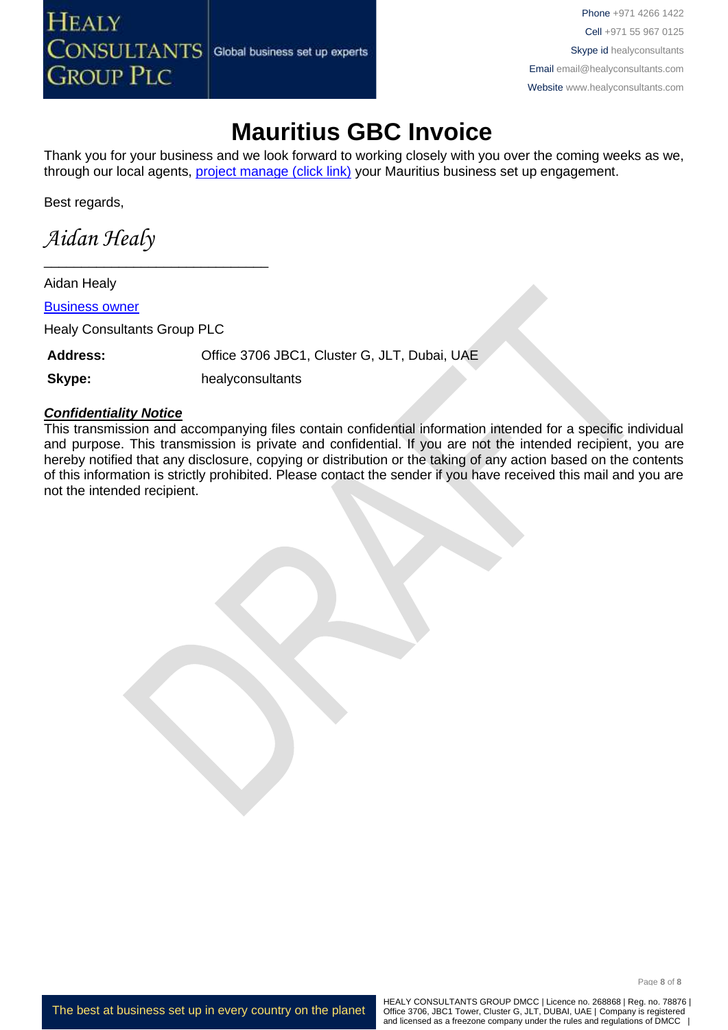# Mauritius GBC Invoice

Thank you for your business and we look forward to working closely with you over the coming weeks as we, through our local agents, project manage (click link) your Mauritius business set up engagement.

Best regards,

*Aidan Healy*

_____________________________

Aidan Healy

Business owner

Healy Consultants Group PLC

| | |
|---|---|
| **Address:** | Office 3706 JBC1, Cluster G, JLT, Dubai, UAE |
| **Skype:** | healyconsultants |

***Confidentiality Notice***

This transmission and accompanying files contain confidential information intended for a specific individual and purpose. This transmission is private and confidential. If you are not the intended recipient, you are hereby notified that any disclosure, copying or distribution or the taking of any action based on the contents of this information is strictly prohibited. Please contact the sender if you have received this mail and you are not the intended recipient.